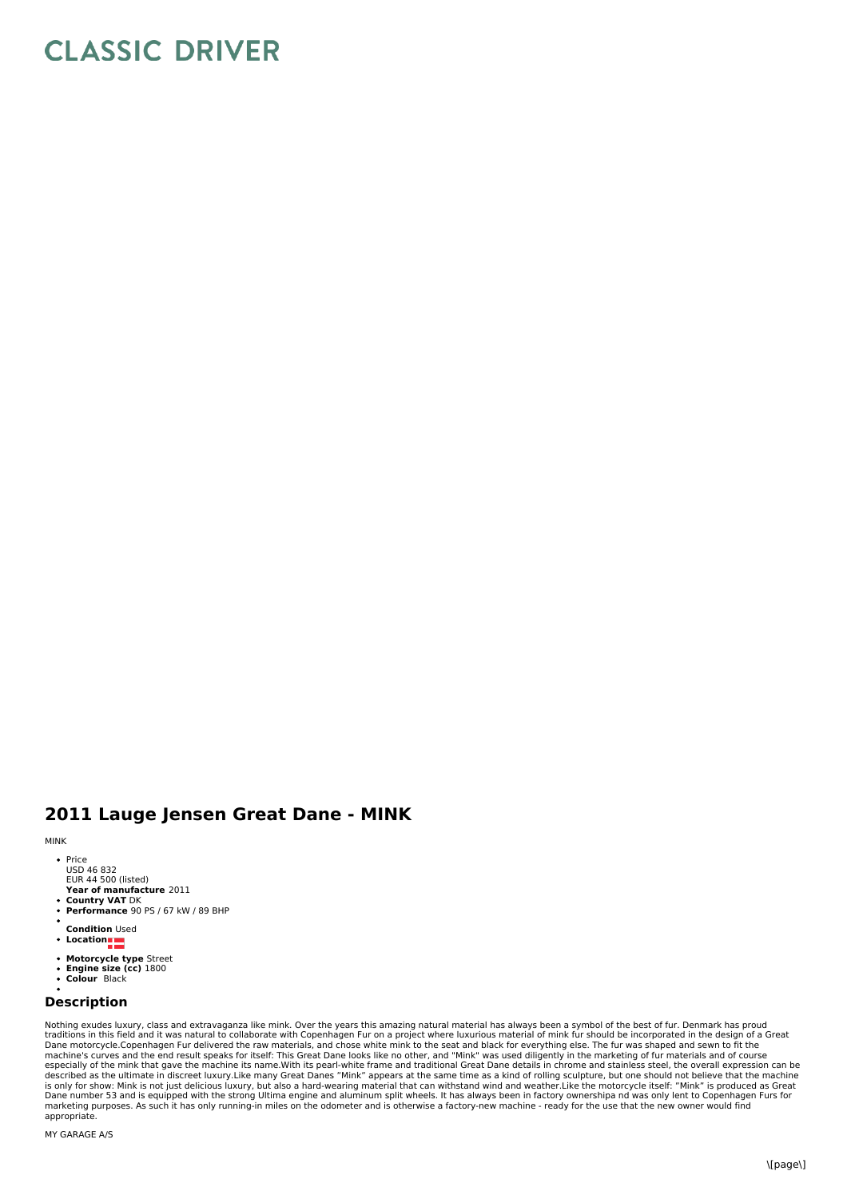# CLASSIC DRIVER

## 2011 Lauge Jensen Great Dane - MINK

MINK

- Price
  USD 46 832
  EUR 44 500 (listed)
  **Year of manufacture** 2011
- **Country VAT** DK
- **Performance** 90 PS / 67 kW / 89 BHP
- **Condition** Used
- **Location**
- **Motorcycle type** Street
- **Engine size (cc)** 1800
- **Colour** Black

### Description

Nothing exudes luxury, class and extravaganza like mink. Over the years this amazing natural material has always been a symbol of the best of fur. Denmark has proud traditions in this field and it was natural to collaborate with Copenhagen Fur on a project where luxurious material of mink fur should be incorporated in the design of a Great Dane motorcycle.Copenhagen Fur delivered the raw materials, and chose white mink to the seat and black for everything else. The fur was shaped and sewn to fit the machine's curves and the end result speaks for itself: This Great Dane looks like no other, and "Mink" was used diligently in the marketing of fur materials and of course especially of the mink that gave the machine its name.With its pearl-white frame and traditional Great Dane details in chrome and stainless steel, the overall expression can be described as the ultimate in discreet luxury.Like many Great Danes "Mink" appears at the same time as a kind of rolling sculpture, but one should not believe that the machine is only for show: Mink is not just delicious luxury, but also a hard-wearing material that can withstand wind and weather.Like the motorcycle itself: "Mink" is produced as Great Dane number 53 and is equipped with the strong Ultima engine and aluminum split wheels. It has always been in factory ownershipa nd was only lent to Copenhagen Furs for marketing purposes. As such it has only running-in miles on the odometer and is otherwise a factory-new machine - ready for the use that the new owner would find appropriate.

MY GARAGE A/S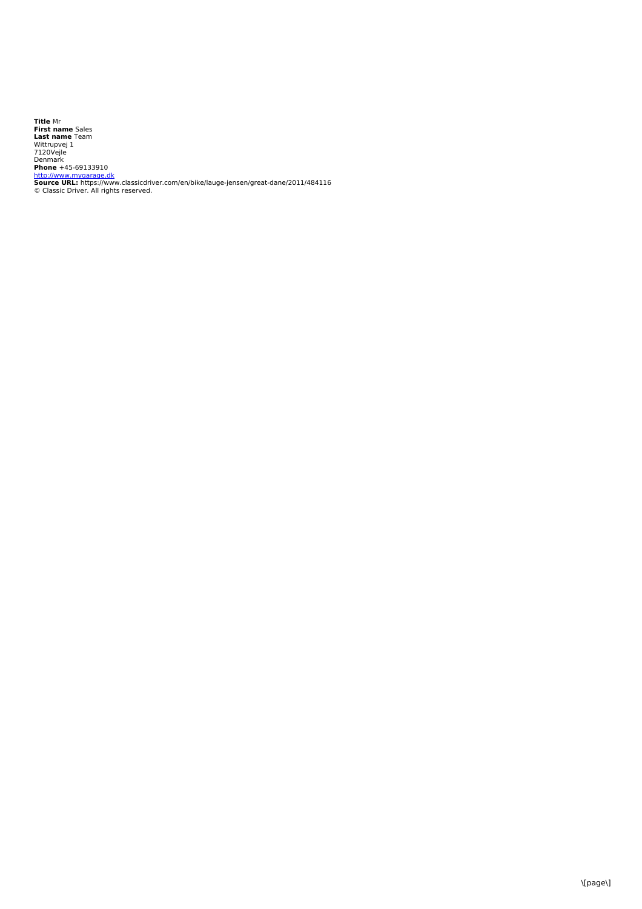**Title** Mr
**First name** Sales
**Last name** Team
Wittrupvej 1
7120Vejle
Denmark
**Phone** +45-69133910
http://www.mygarage.dk
**Source URL:** https://www.classicdriver.com/en/bike/lauge-jensen/great-dane/2011/484116
© Classic Driver. All rights reserved.